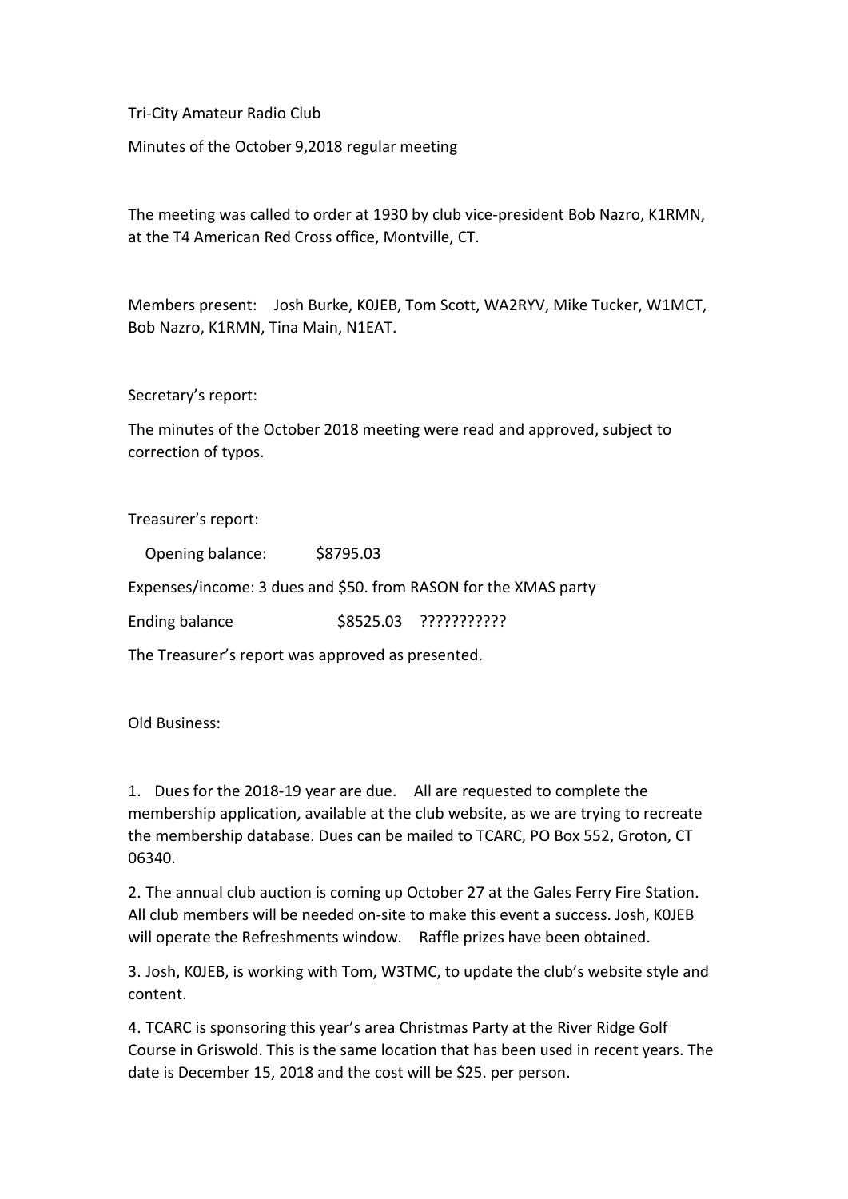Tri-City Amateur Radio Club

Minutes of the October 9,2018 regular meeting

The meeting was called to order at 1930 by club vice-president Bob Nazro, K1RMN, at the T4 American Red Cross office, Montville, CT.

Members present: Josh Burke, K0JEB, Tom Scott, WA2RYV, Mike Tucker, W1MCT, Bob Nazro, K1RMN, Tina Main, N1EAT.

Secretary's report:

The minutes of the October 2018 meeting were read and approved, subject to correction of typos.

Treasurer's report:

Opening balance: $8795.03

Expenses/income: 3 dues and $50. from RASON for the XMAS party

Ending balance $8525.03 ???????????

The Treasurer's report was approved as presented.

Old Business:

1. Dues for the 2018-19 year are due. All are requested to complete the membership application, available at the club website, as we are trying to recreate the membership database. Dues can be mailed to TCARC, PO Box 552, Groton, CT 06340.

2. The annual club auction is coming up October 27 at the Gales Ferry Fire Station. All club members will be needed on-site to make this event a success. Josh, K0JEB will operate the Refreshments window. Raffle prizes have been obtained.

3. Josh, K0JEB, is working with Tom, W3TMC, to update the club's website style and content.

4. TCARC is sponsoring this year's area Christmas Party at the River Ridge Golf Course in Griswold. This is the same location that has been used in recent years. The date is December 15, 2018 and the cost will be $25. per person.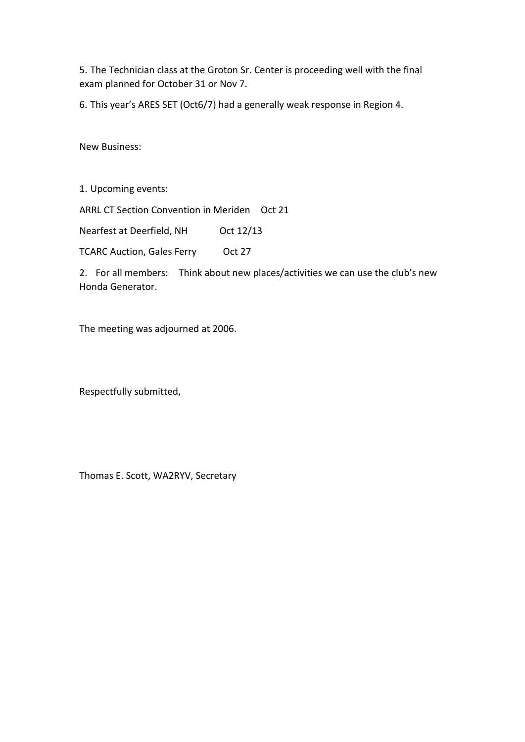5. The Technician class at the Groton Sr. Center is proceeding well with the final exam planned for October 31 or Nov 7.

6. This year's ARES SET (Oct6/7) had a generally weak response in Region 4.

New Business:

1. Upcoming events:

ARRL CT Section Convention in Meriden Oct 21

Nearfest at Deerfield, NH Oct 12/13

TCARC Auction, Gales Ferry Oct 27

2. For all members: Think about new places/activities we can use the club's new Honda Generator.

The meeting was adjourned at 2006.

Respectfully submitted,

Thomas E. Scott, WA2RYV, Secretary